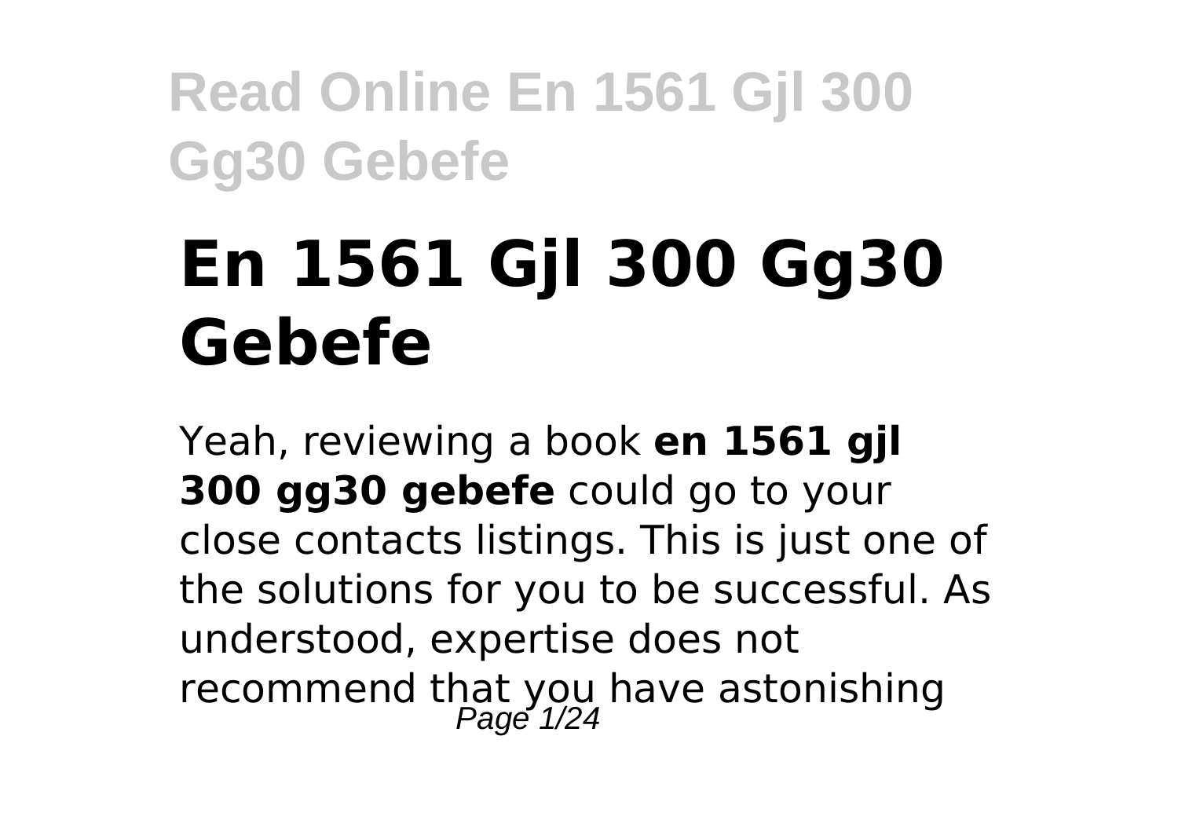# En 1561 Gjl 300 Gg30 Gebefe

Yeah, reviewing a book **en 1561 gjl 300 gg30 gebefe** could go to your close contacts listings. This is just one of the solutions for you to be successful. As understood, expertise does not recommend that you have astonishing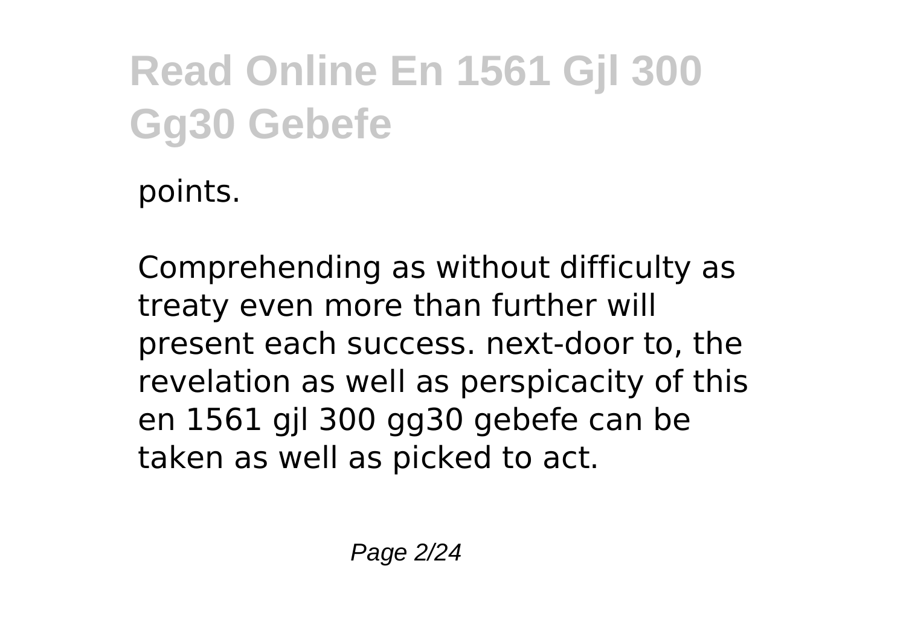points.

Comprehending as without difficulty as treaty even more than further will present each success. next-door to, the revelation as well as perspicacity of this en 1561 gjl 300 gg30 gebefe can be taken as well as picked to act.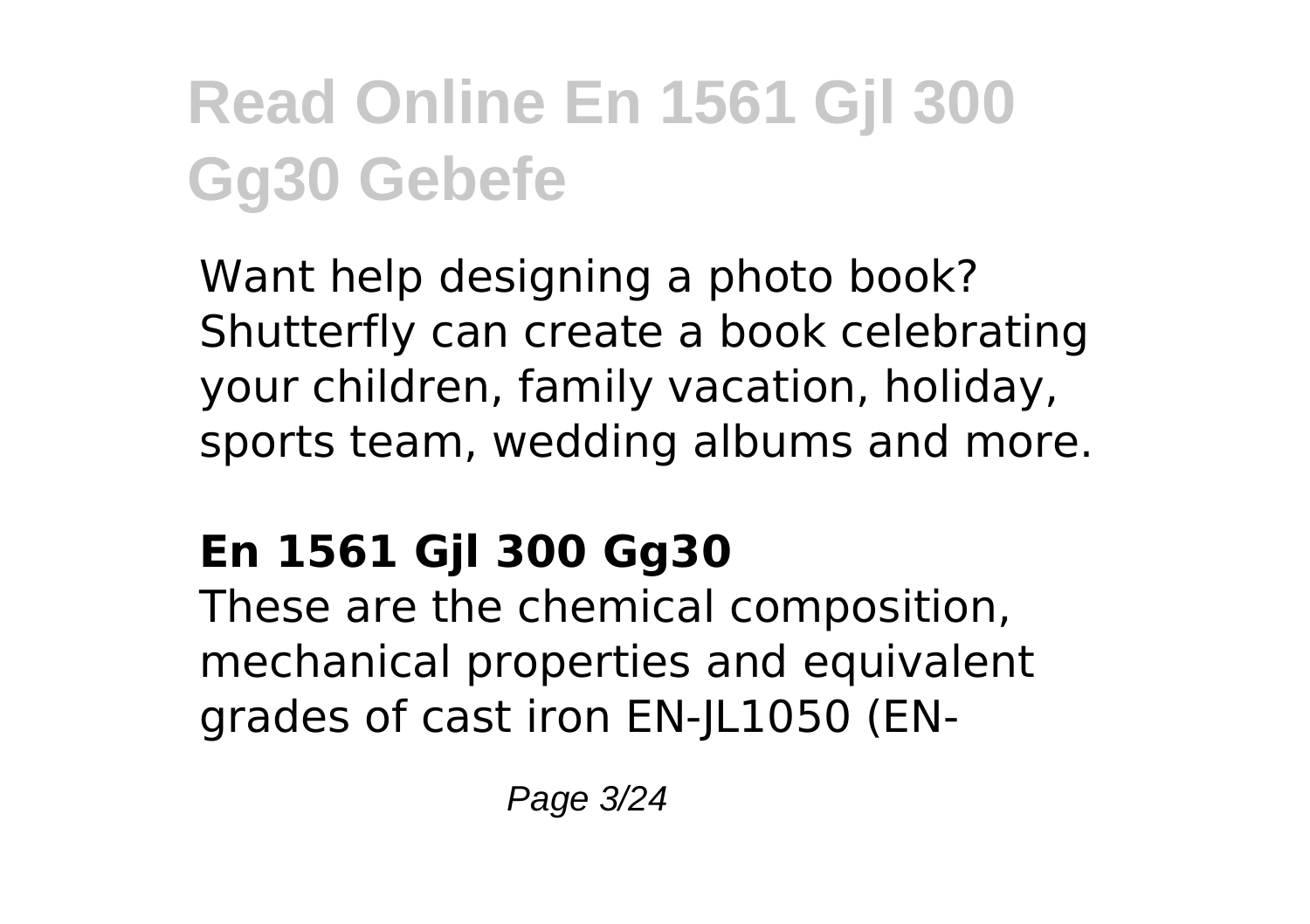# Read Online En 1561 Gjl 300 Gg30 Gebefe

Want help designing a photo book? Shutterfly can create a book celebrating your children, family vacation, holiday, sports team, wedding albums and more.

## En 1561 Gjl 300 Gg30

These are the chemical composition, mechanical properties and equivalent grades of cast iron EN-JL1050 (EN-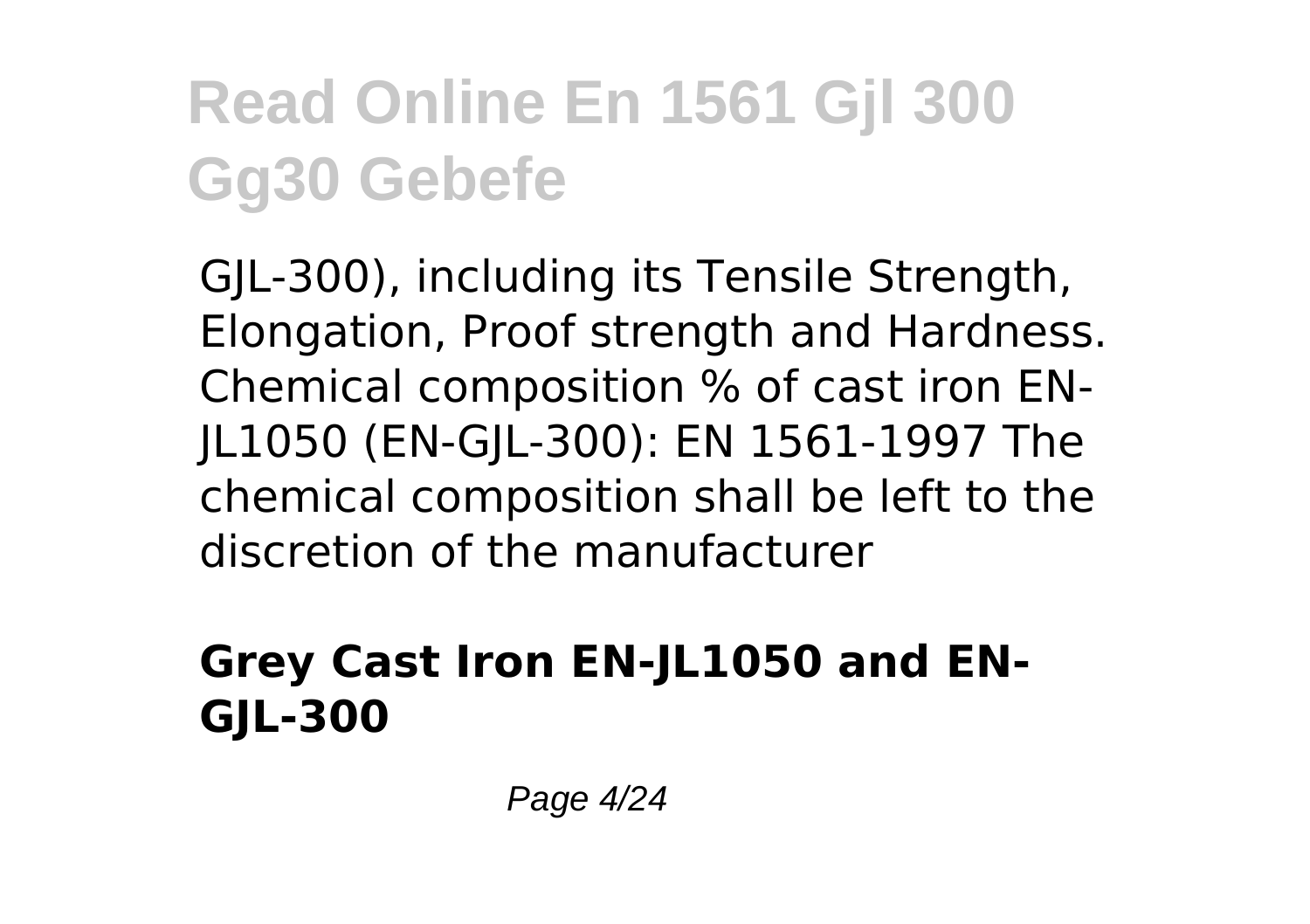GJL-300), including its Tensile Strength, Elongation, Proof strength and Hardness. Chemical composition % of cast iron EN-JL1050 (EN-GJL-300): EN 1561-1997 The chemical composition shall be left to the discretion of the manufacturer

### **Grey Cast Iron EN-JL1050 and EN-GJL-300**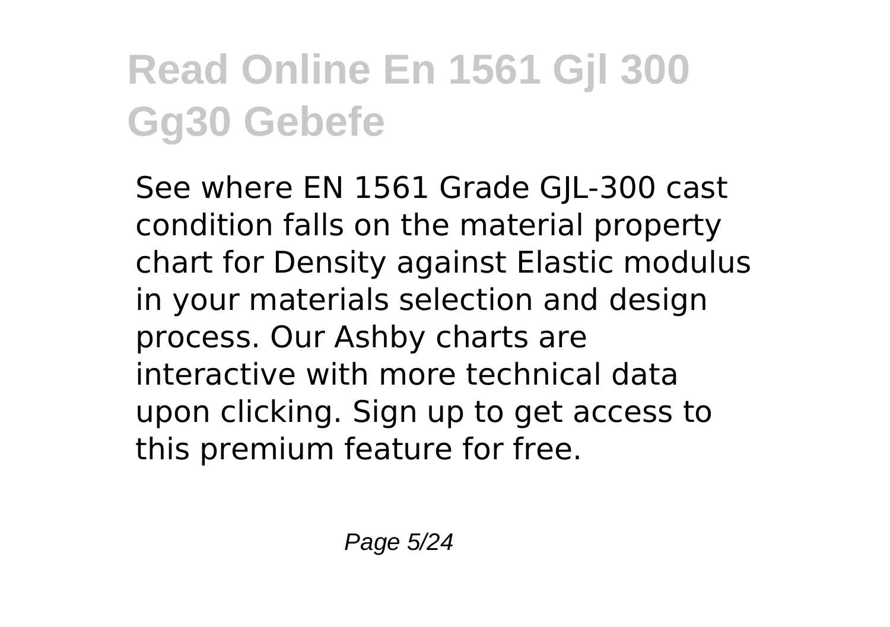# Read Online En 1561 Gjl 300 Gg30 Gebefe

See where EN 1561 Grade GJL-300 cast condition falls on the material property chart for Density against Elastic modulus in your materials selection and design process. Our Ashby charts are interactive with more technical data upon clicking. Sign up to get access to this premium feature for free.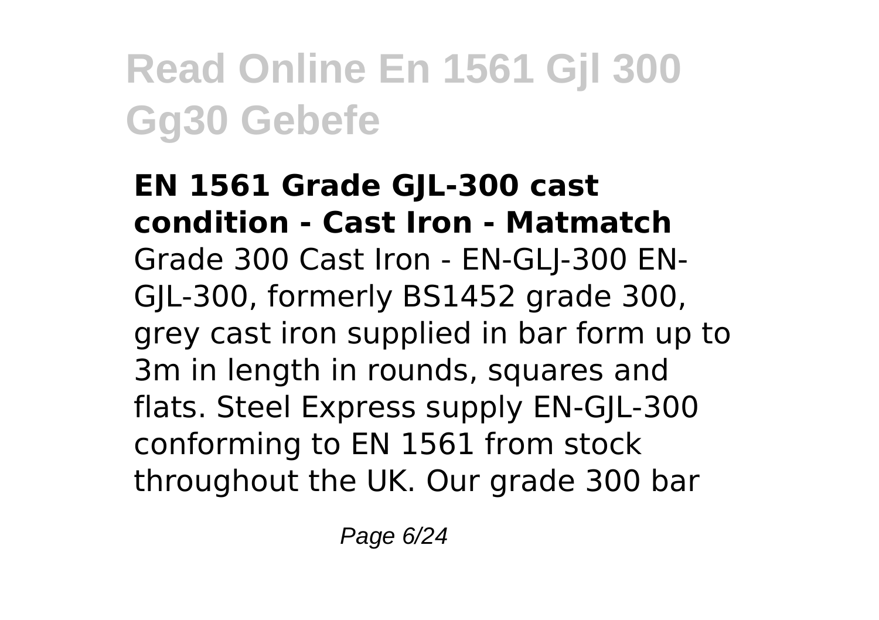**EN 1561 Grade GJL-300 cast condition - Cast Iron - Matmatch**

Grade 300 Cast Iron - EN-GLJ-300 EN-GJL-300, formerly BS1452 grade 300, grey cast iron supplied in bar form up to 3m in length in rounds, squares and flats. Steel Express supply EN-GJL-300 conforming to EN 1561 from stock throughout the UK. Our grade 300 bar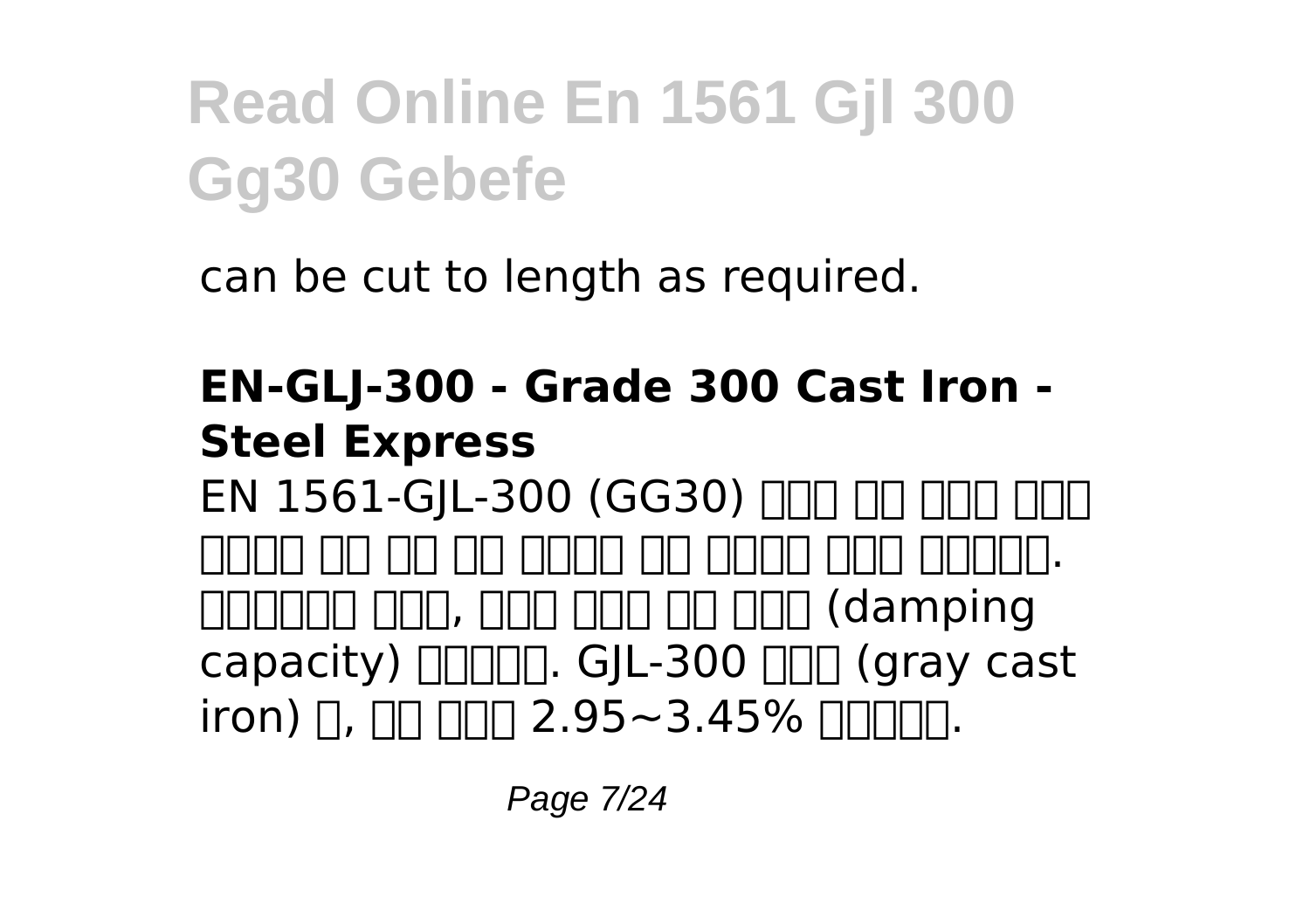can be cut to length as required.

**EN-GLJ-300 - Grade 300 Cast Iron - Steel Express**

EN 1561-GJL-300 (GG30) □□□ □□ □□□ □□□ □□□□ □□ □□ □□ □□□□ □□ □□□□ □□□ □□□□□. □□□□□□ □□□, □□□ □□□ □□ □□□ (damping capacity) □□□□□. GJL-300 □□□ (gray cast iron) □, □□ □□□ 2.95~3.45% □□□□□.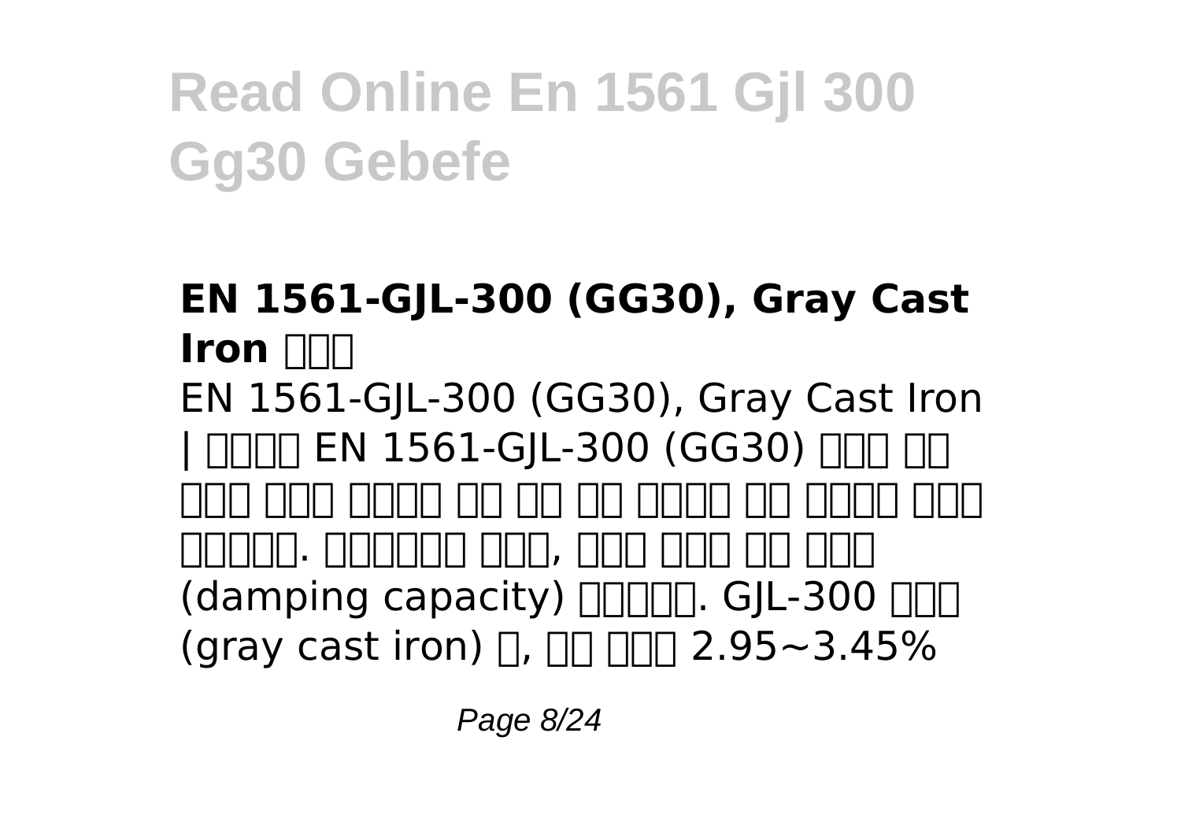### EN 1561-GJL-300 (GG30), Gray Cast Iron □□□

EN 1561-GJL-300 (GG30), Gray Cast Iron | □□□□ EN 1561-GJL-300 (GG30) □□□ □□ □□□ □□□ □□□□ □□ □□ □□ □□□□ □□ □□□□ □□□ □□□□□. □□□□□□ □□□, □□□ □□□ □□ □□□ (damping capacity) □□□□□. GJL-300 □□□ (gray cast iron) □, □□ □□□ 2.95~3.45%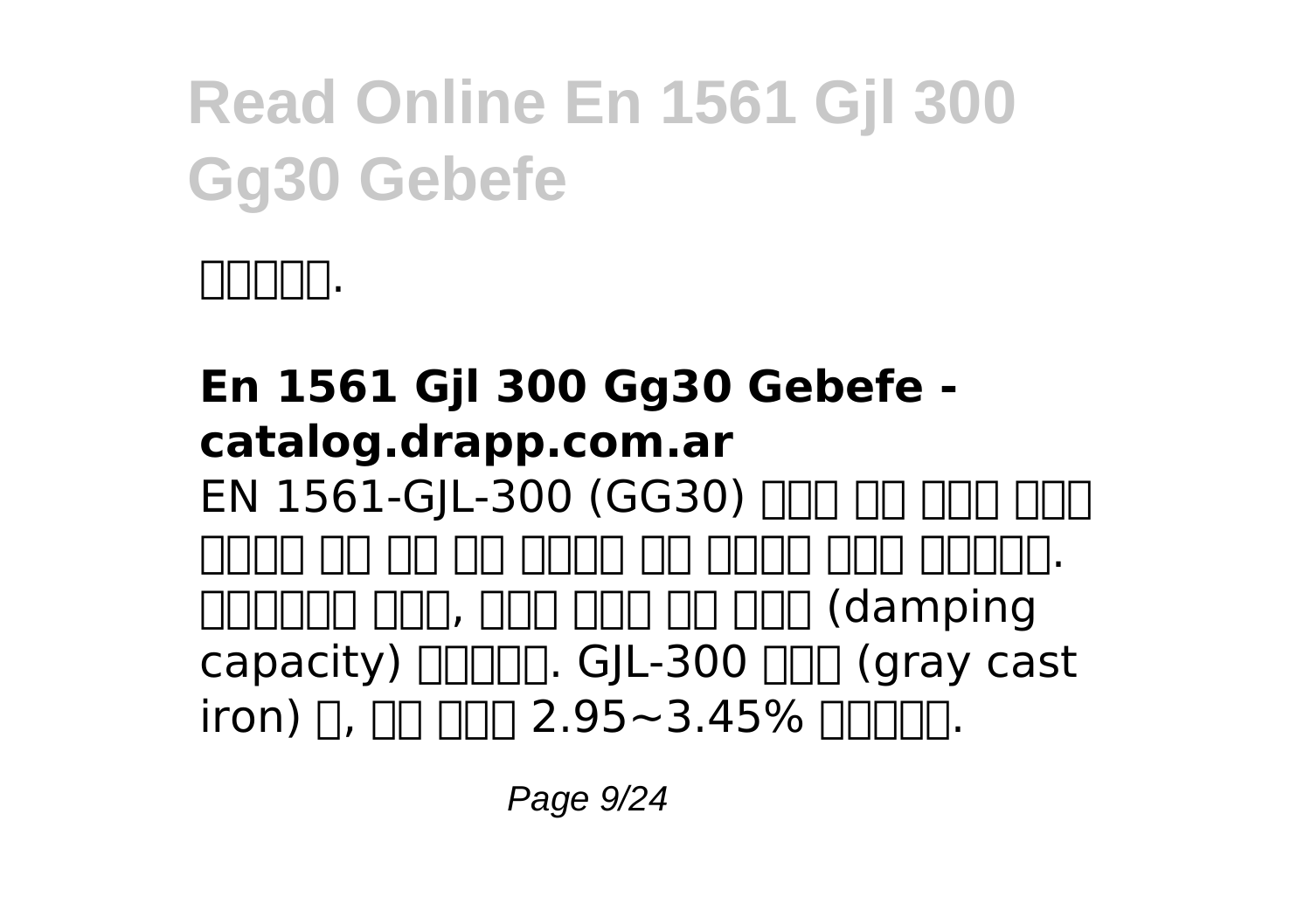□□□□□.

### En 1561 Gjl 300 Gg30 Gebefe - catalog.drapp.com.ar

EN 1561-GJL-300 (GG30) □□□ □□ □□□ □□□ □□□□ □□ □□ □□ □□□□ □□ □□□□ □□□ □□□□□. □□□□□□ □□□, □□□ □□□ □□ □□□ (damping capacity) □□□□□. GJL-300 □□□ (gray cast iron) □, □□ □□□ 2.95~3.45% □□□□□.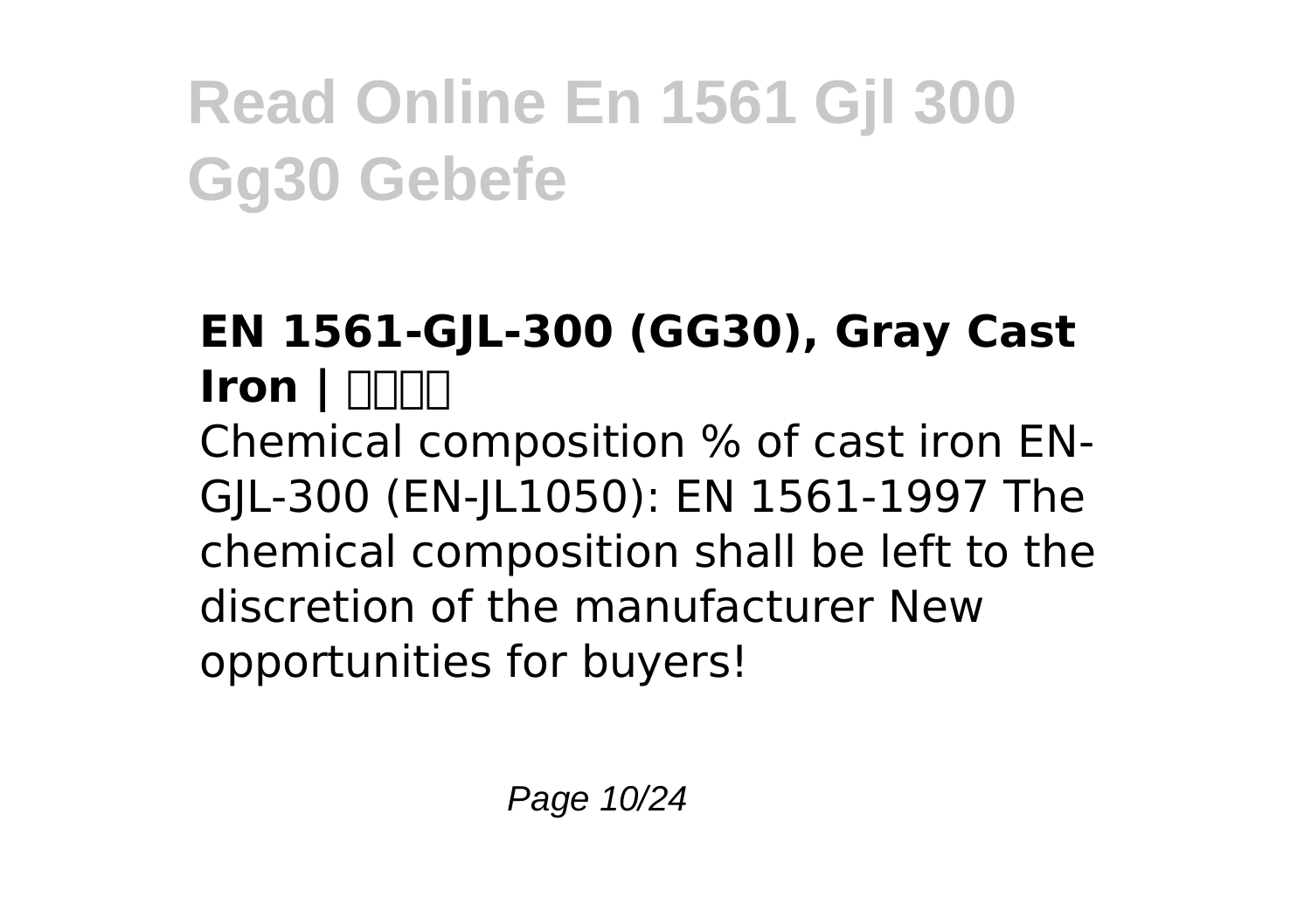# Read Online En 1561 Gjl 300 Gg30 Gebefe

**EN 1561-GJL-300 (GG30), Gray Cast Iron | □□□□**

Chemical composition % of cast iron EN-GJL-300 (EN-JL1050): EN 1561-1997 The chemical composition shall be left to the discretion of the manufacturer New opportunities for buyers!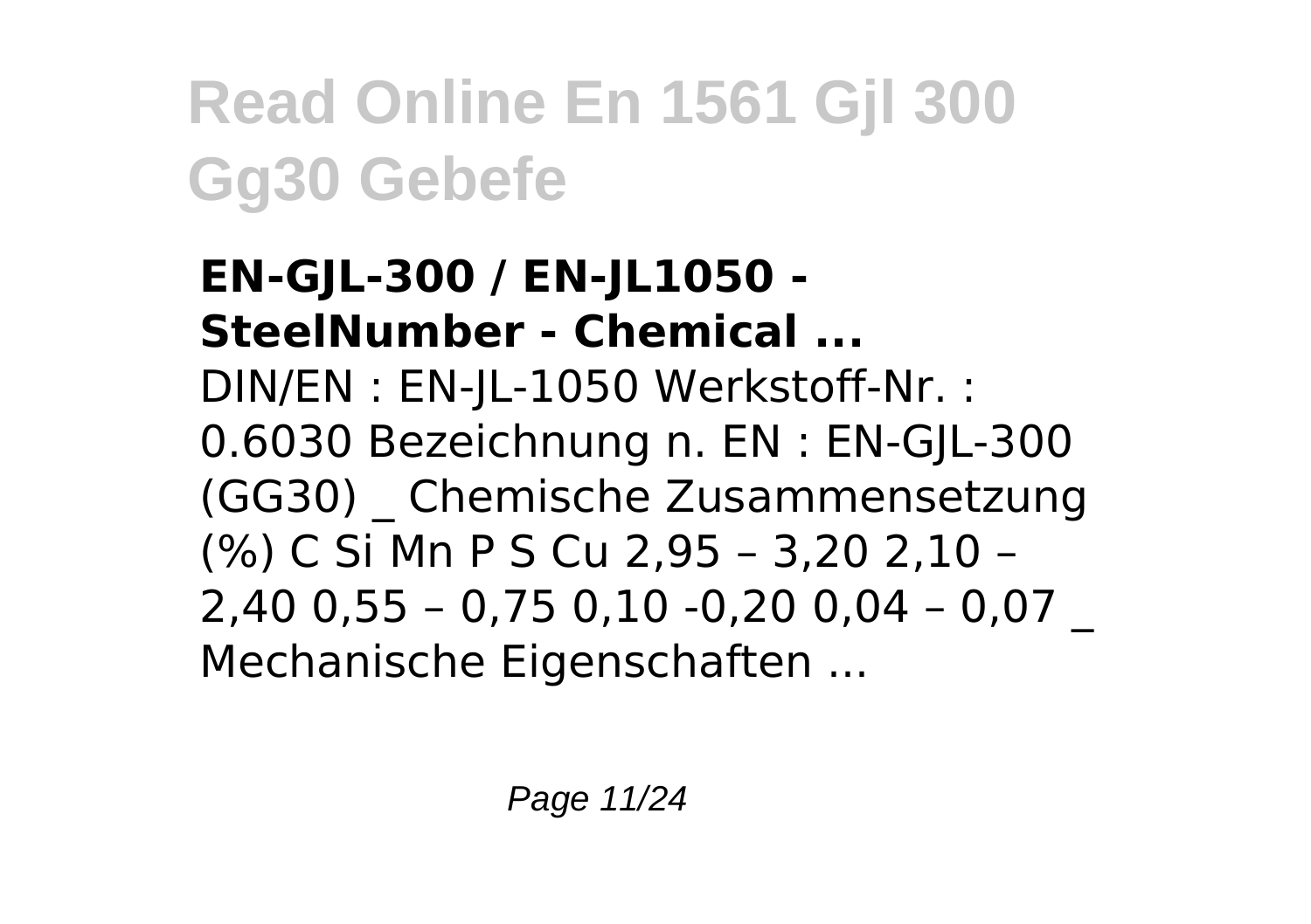# Read Online En 1561 Gjl 300 Gg30 Gebefe

**EN-GJL-300 / EN-JL1050 - SteelNumber - Chemical ...**

DIN/EN : EN-JL-1050 Werkstoff-Nr. : 0.6030 Bezeichnung n. EN : EN-GJL-300 (GG30) _ Chemische Zusammensetzung (%) C Si Mn P S Cu 2,95 – 3,20 2,10 – 2,40 0,55 – 0,75 0,10 -0,20 0,04 – 0,07 _ Mechanische Eigenschaften ...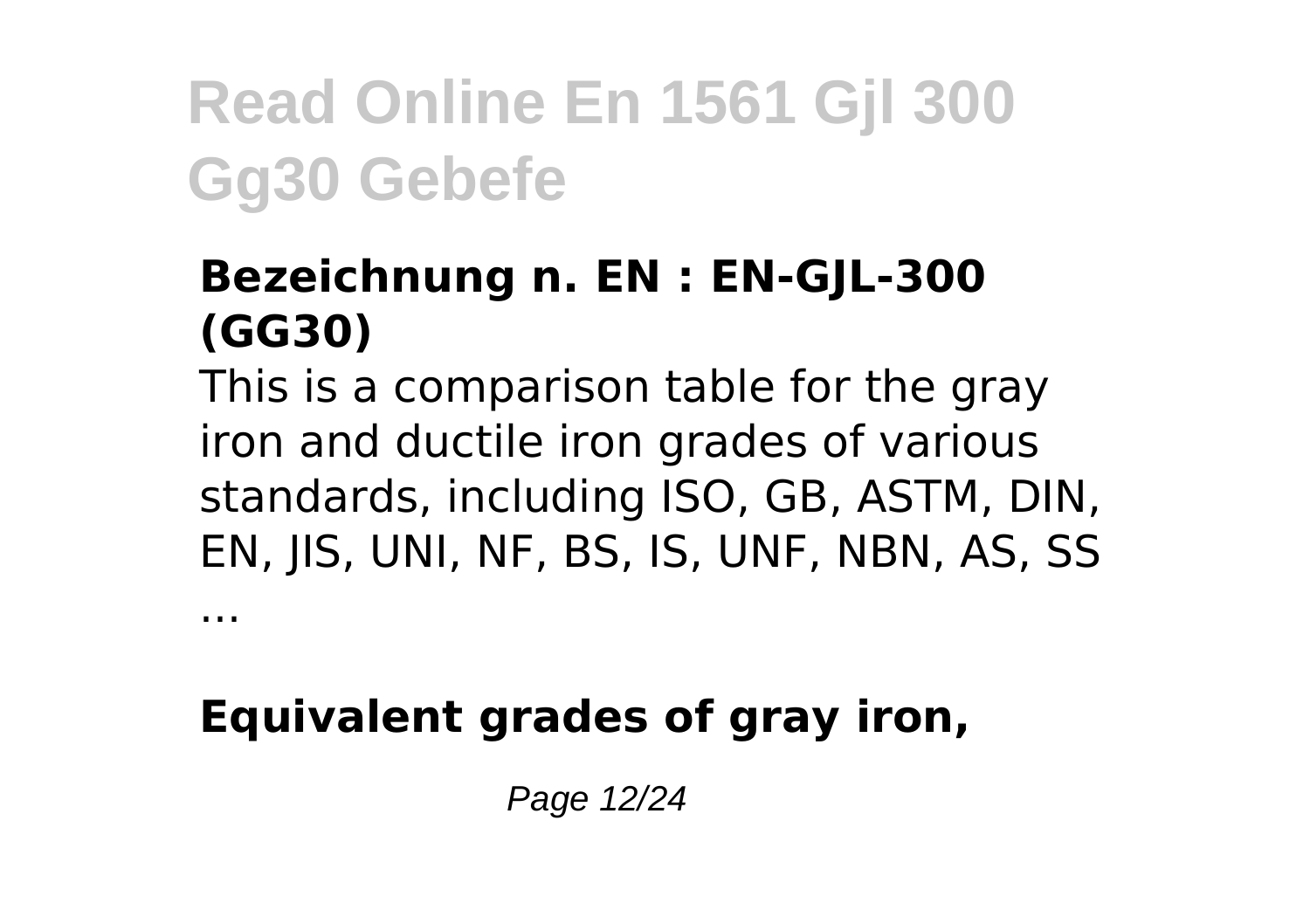**Bezeichnung n. EN : EN-GJL-300 (GG30)**

This is a comparison table for the gray iron and ductile iron grades of various standards, including ISO, GB, ASTM, DIN, EN, JIS, UNI, NF, BS, IS, UNF, NBN, AS, SS ...

**Equivalent grades of gray iron,**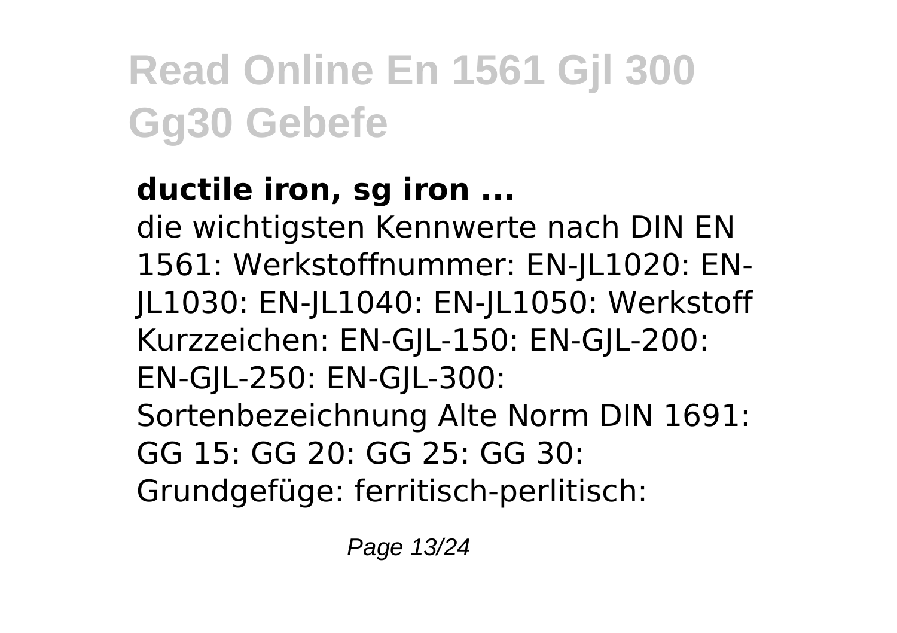**ductile iron, sg iron ...**

die wichtigsten Kennwerte nach DIN EN 1561: Werkstoffnummer: EN-JL1020: EN-JL1030: EN-JL1040: EN-JL1050: Werkstoff Kurzzeichen: EN-GJL-150: EN-GJL-200: EN-GJL-250: EN-GJL-300: Sortenbezeichnung Alte Norm DIN 1691: GG 15: GG 20: GG 25: GG 30: Grundgefüge: ferritisch-perlitisch: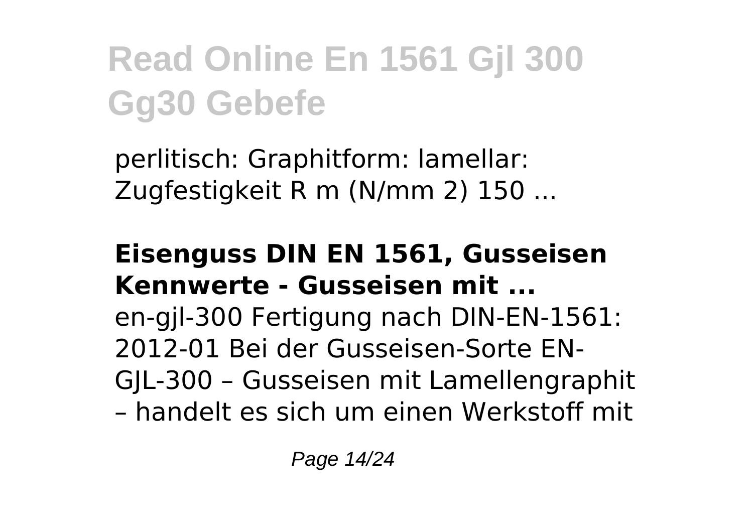perlitisch: Graphitform: lamellar: Zugfestigkeit $R_m$ (N/mm$^2$) 150 ...

**Eisenguss DIN EN 1561, Gusseisen Kennwerte - Gusseisen mit ...**

en-gjl-300 Fertigung nach DIN-EN-1561: 2012-01 Bei der Gusseisen-Sorte EN-GJL-300 – Gusseisen mit Lamellengraphit – handelt es sich um einen Werkstoff mit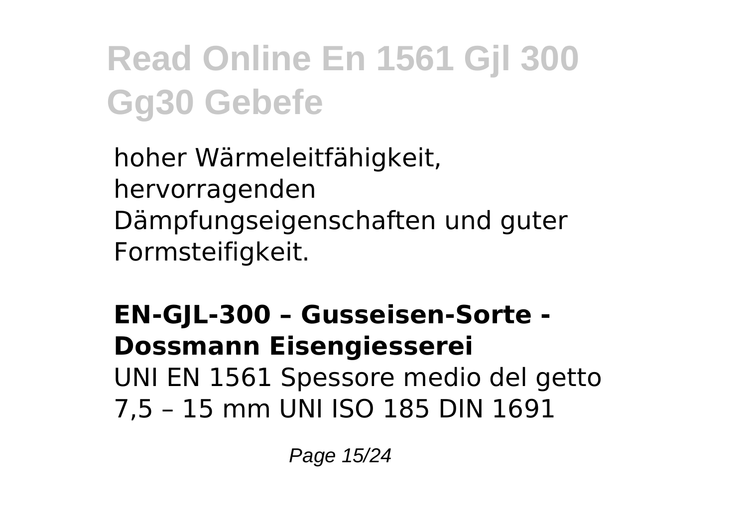# Read Online En 1561 Gjl 300 Gg30 Gebefe

hoher Wärmeleitfähigkeit, hervorragenden Dämpfungseigenschaften und guter Formsteifigkeit.

**EN-GJL-300 – Gusseisen-Sorte - Dossmann Eisengiesserei**

UNI EN 1561 Spessore medio del getto 7,5 – 15 mm UNI ISO 185 DIN 1691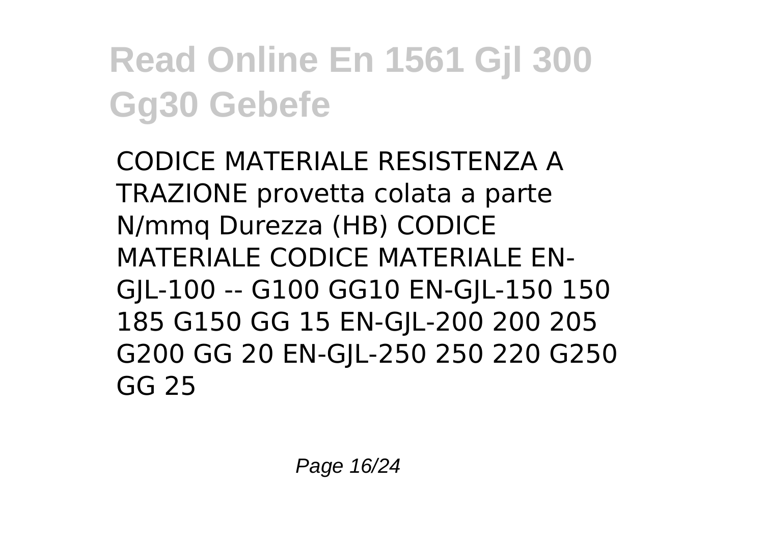# Read Online En 1561 Gjl 300 Gg30 Gebefe

CODICE MATERIALE RESISTENZA A TRAZIONE provetta colata a parte N/mmq Durezza (HB) CODICE MATERIALE CODICE MATERIALE EN-GJL-100 -- G100 GG10 EN-GJL-150 150 185 G150 GG 15 EN-GJL-200 200 205 G200 GG 20 EN-GJL-250 250 220 G250 GG 25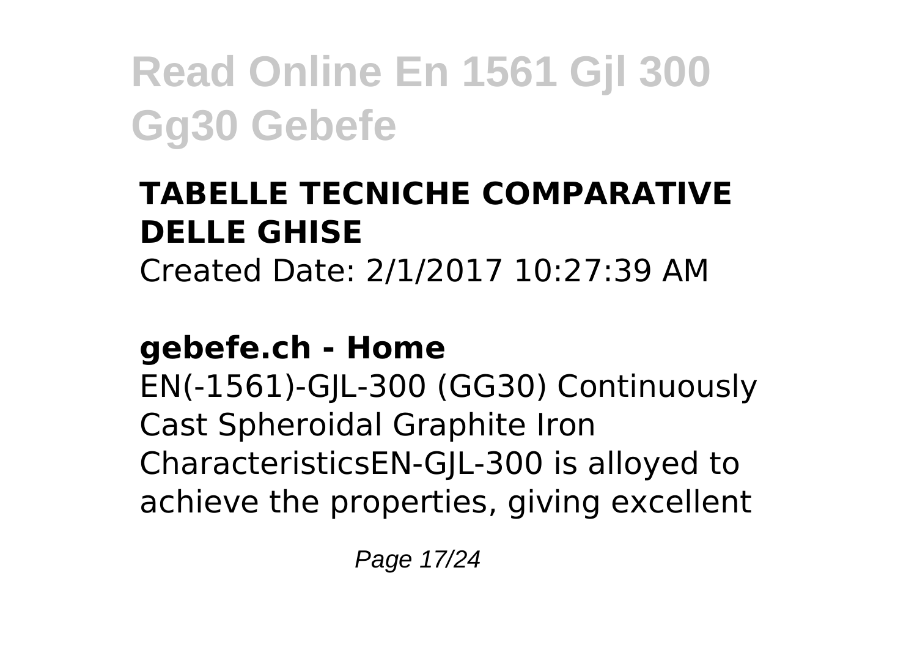**TABELLE TECNICHE COMPARATIVE DELLE GHISE**

Created Date: 2/1/2017 10:27:39 AM

**gebefe.ch - Home**

EN(-1561)-GJL-300 (GG30) Continuously Cast Spheroidal Graphite Iron CharacteristicsEN-GJL-300 is alloyed to achieve the properties, giving excellent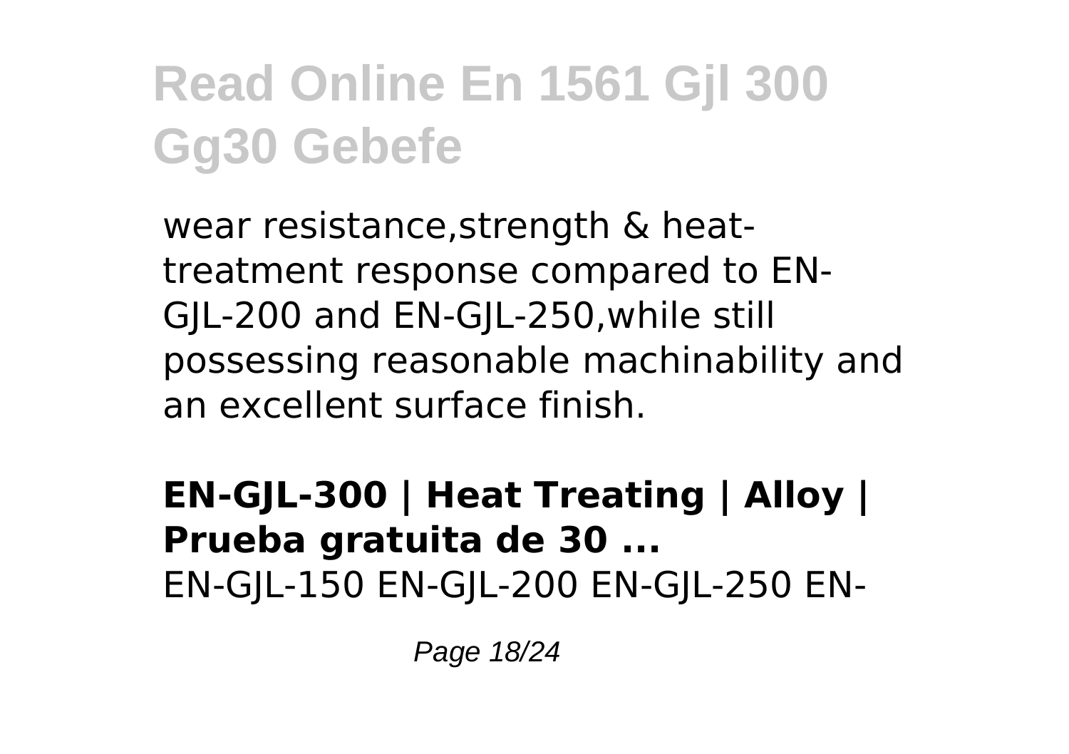wear resistance,strength & heat-treatment response compared to EN-GJL-200 and EN-GJL-250,while still possessing reasonable machinability and an excellent surface finish.

**EN-GJL-300 | Heat Treating | Alloy | Prueba gratuita de 30 ...**

EN-GJL-150 EN-GJL-200 EN-GJL-250 EN-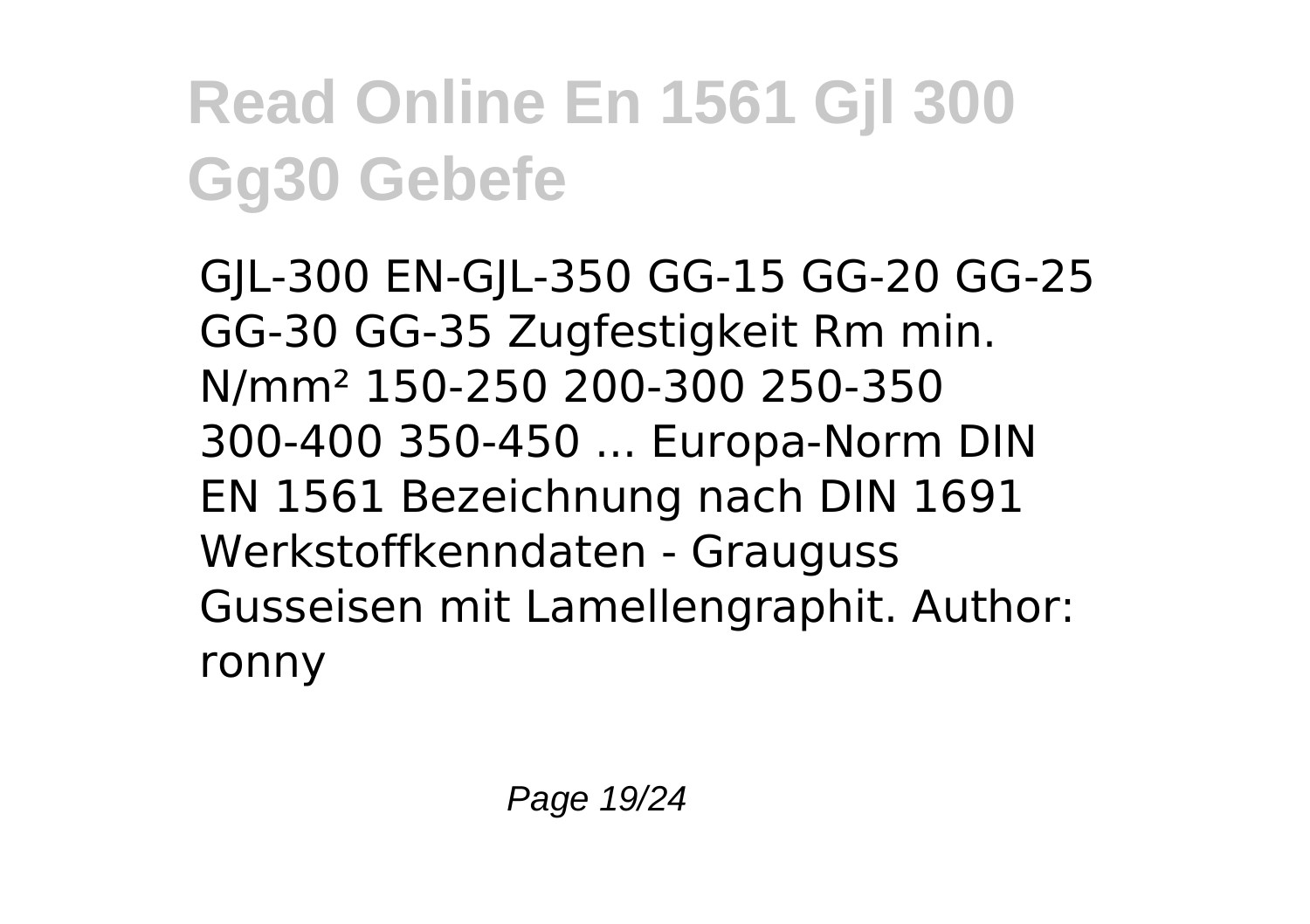# Read Online En 1561 Gjl 300 Gg30 Gebefe

GJL-300 EN-GJL-350 GG-15 GG-20 GG-25 GG-30 GG-35 Zugfestigkeit Rm min. N/mm² 150-250 200-300 250-350 300-400 350-450 ... Europa-Norm DIN EN 1561 Bezeichnung nach DIN 1691 Werkstoffkenndaten - Grauguss Gusseisen mit Lamellengraphit. Author: ronny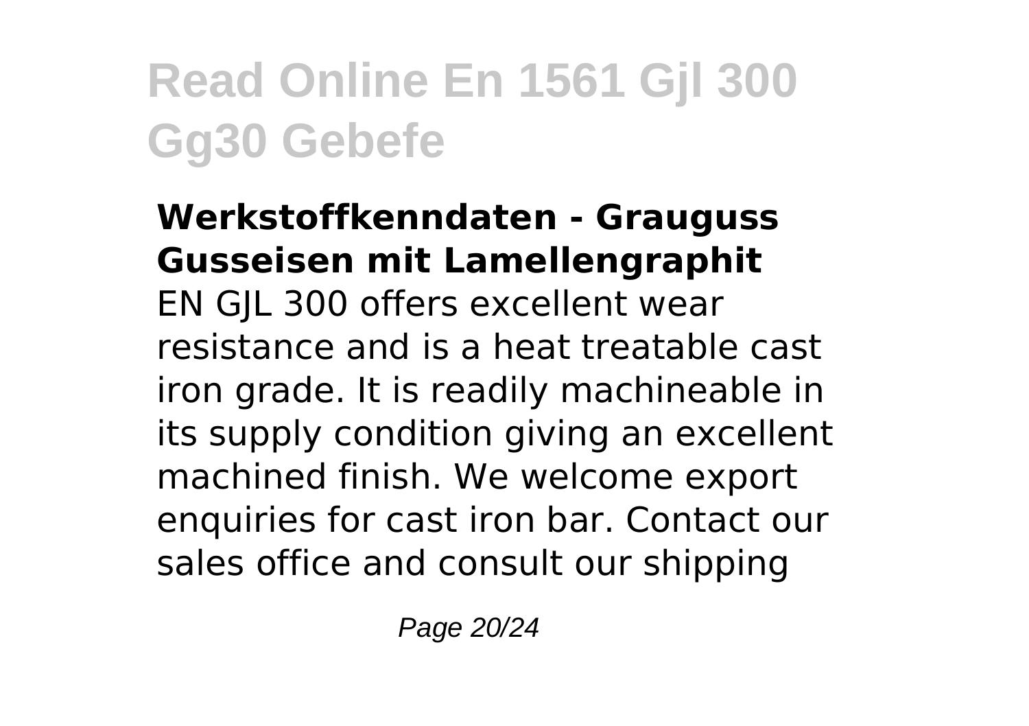# Read Online En 1561 Gjl 300 Gg30 Gebefe

**Werkstoffkenndaten - Grauguss Gusseisen mit Lamellengraphit**

EN GJL 300 offers excellent wear resistance and is a heat treatable cast iron grade. It is readily machineable in its supply condition giving an excellent machined finish. We welcome export enquiries for cast iron bar. Contact our sales office and consult our shipping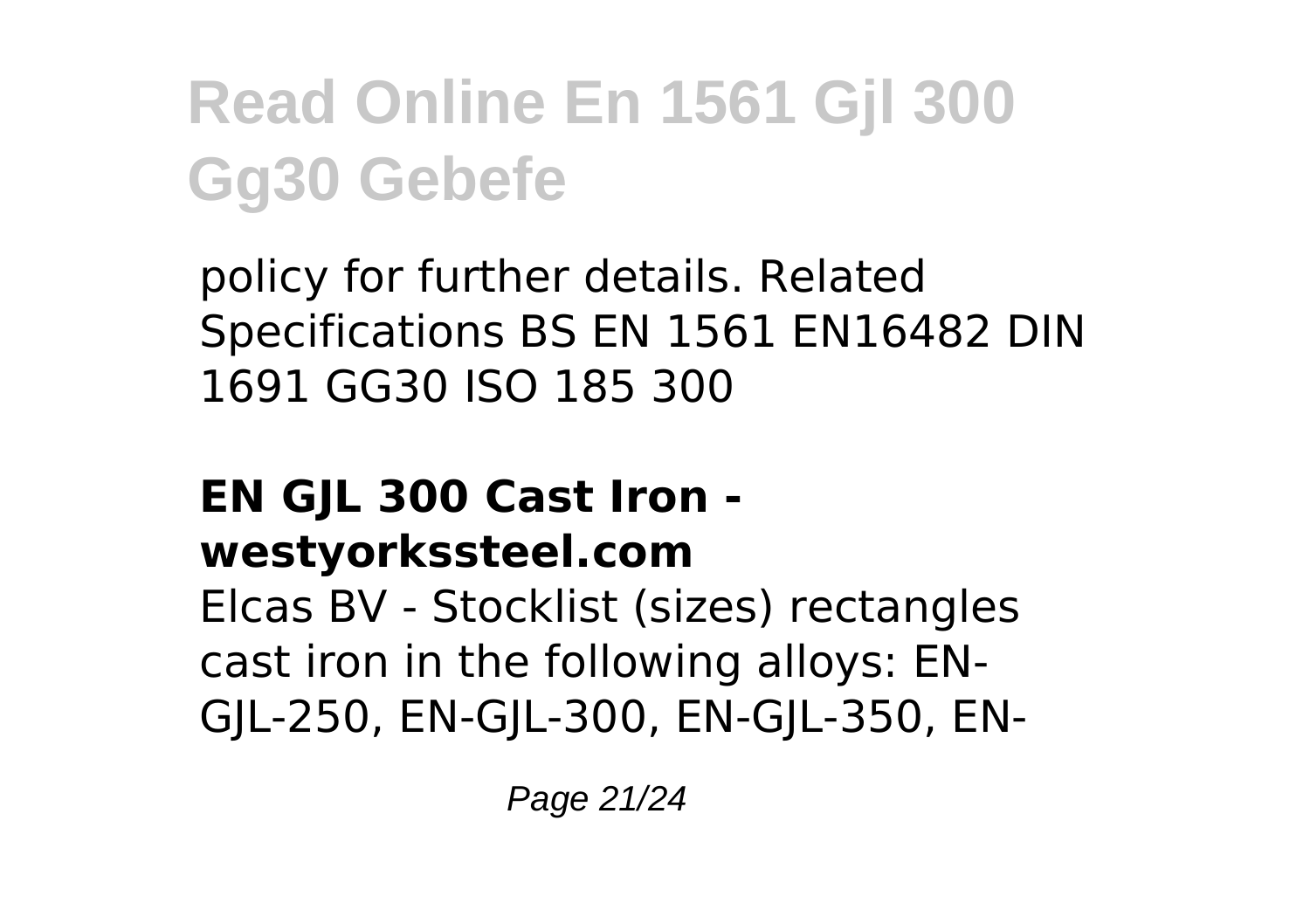policy for further details. Related Specifications BS EN 1561 EN16482 DIN 1691 GG30 ISO 185 300

**EN GJL 300 Cast Iron - westyorkssteel.com**

Elcas BV - Stocklist (sizes) rectangles cast iron in the following alloys: EN-GJL-250, EN-GJL-300, EN-GJL-350, EN-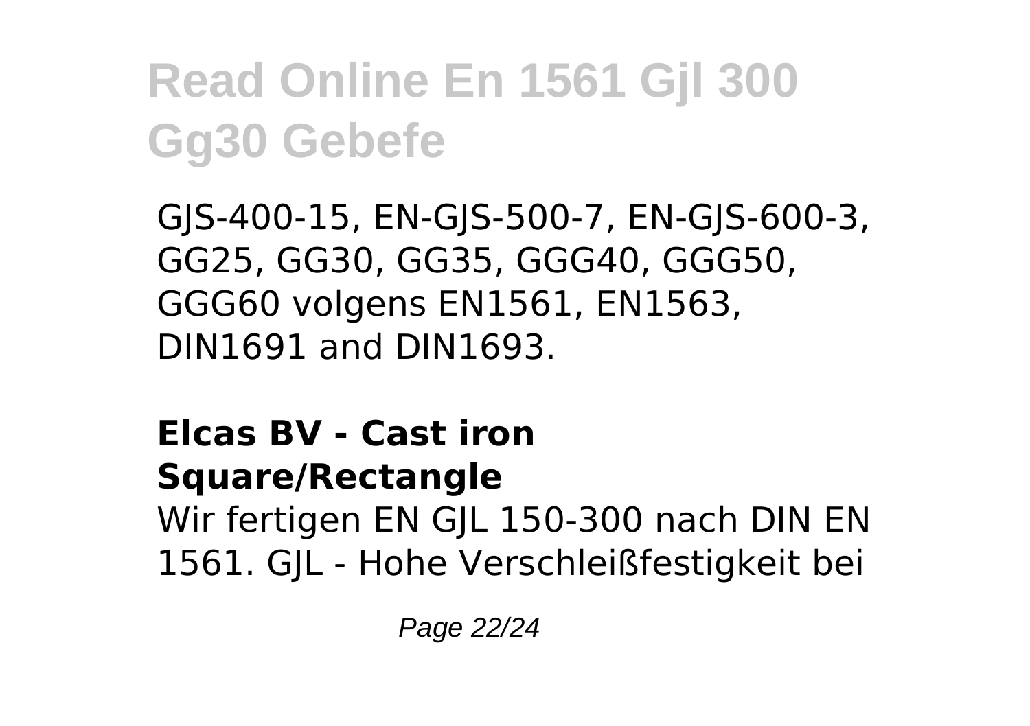GJS-400-15, EN-GJS-500-7, EN-GJS-600-3, GG25, GG30, GG35, GGG40, GGG50, GGG60 volgens EN1561, EN1563, DIN1691 and DIN1693.

**Elcas BV - Cast iron Square/Rectangle**

Wir fertigen EN GJL 150-300 nach DIN EN 1561. GJL - Hohe Verschleißfestigkeit bei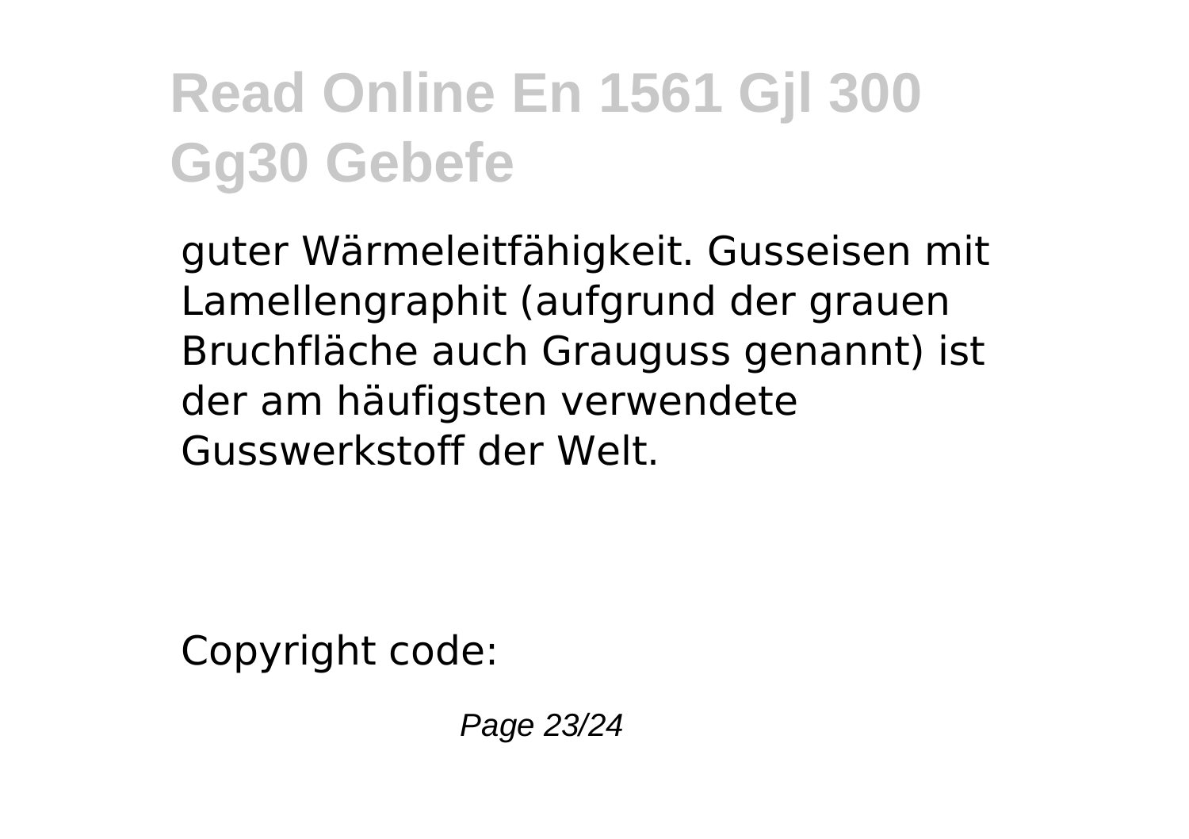guter Wärmeleitfähigkeit. Gusseisen mit Lamellengraphit (aufgrund der grauen Bruchfläche auch Grauguss genannt) ist der am häufigsten verwendete Gusswerkstoff der Welt.

Copyright code: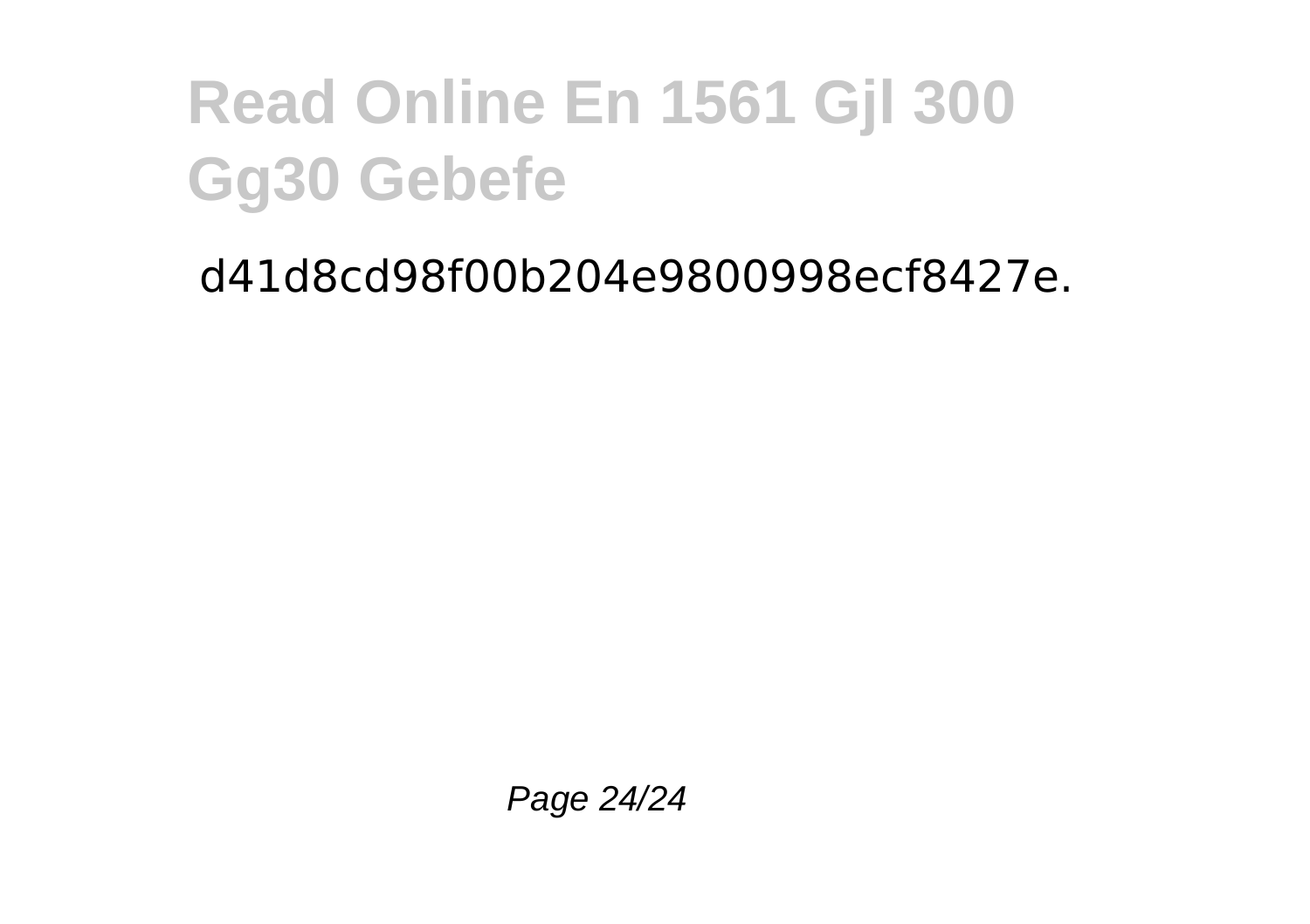d41d8cd98f00b204e9800998ecf8427e.